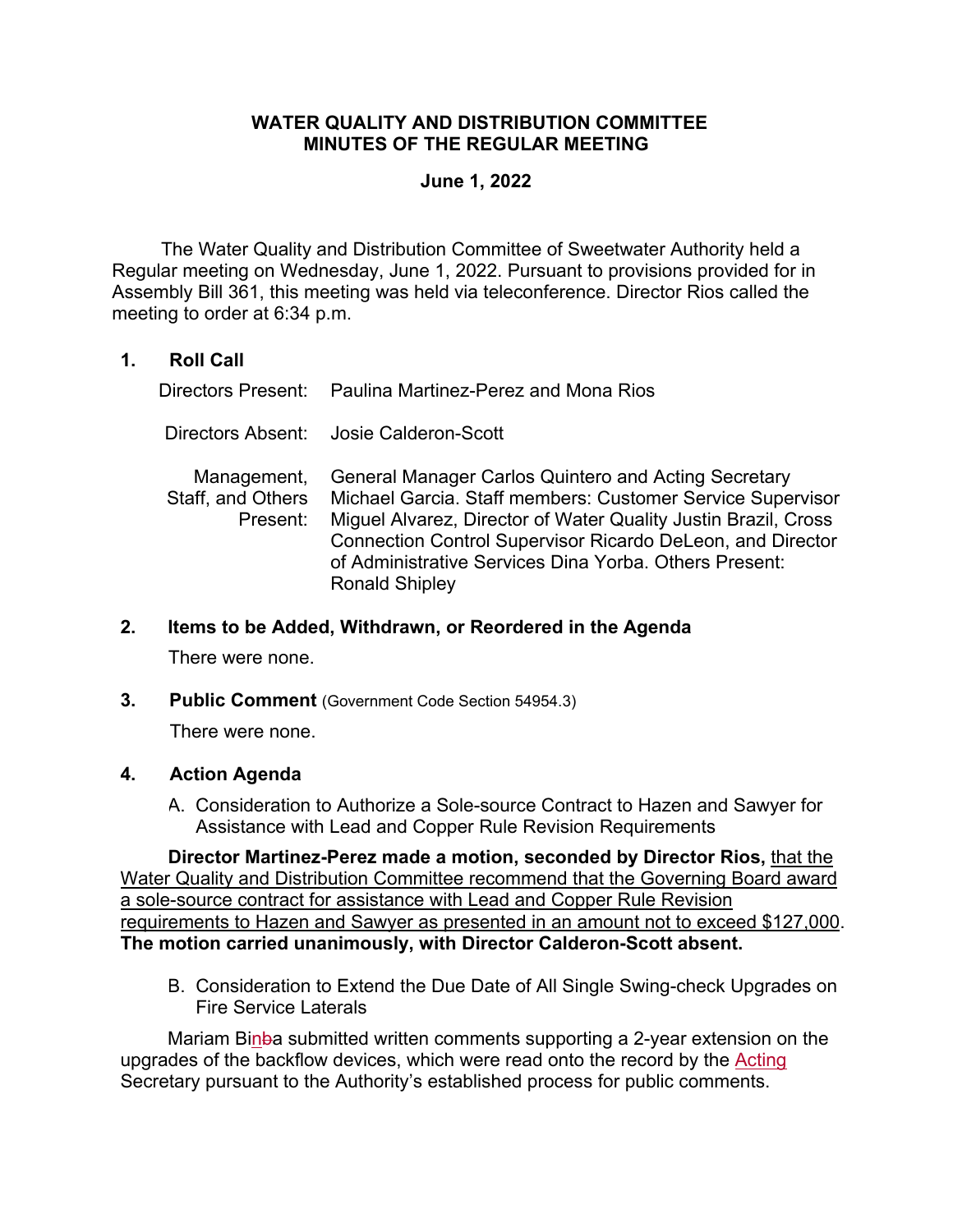# WATER QUALITY AND DISTRIBUTION COMMITTEE
# MINUTES OF THE REGULAR MEETING

## June 1, 2022

The Water Quality and Distribution Committee of Sweetwater Authority held a Regular meeting on Wednesday, June 1, 2022. Pursuant to provisions provided for in Assembly Bill 361, this meeting was held via teleconference. Director Rios called the meeting to order at 6:34 p.m.

### 1. Roll Call

| | |
|---|---|
| Directors Present: | Paulina Martinez-Perez and Mona Rios |
| Directors Absent: | Josie Calderon-Scott |
| Management, Staff, and Others Present: | General Manager Carlos Quintero and Acting Secretary Michael Garcia. Staff members: Customer Service Supervisor Miguel Alvarez, Director of Water Quality Justin Brazil, Cross Connection Control Supervisor Ricardo DeLeon, and Director of Administrative Services Dina Yorba. Others Present: Ronald Shipley |

### 2. Items to be Added, Withdrawn, or Reordered in the Agenda

There were none.

### 3. Public Comment (Government Code Section 54954.3)

There were none.

### 4. Action Agenda

A. Consideration to Authorize a Sole-source Contract to Hazen and Sawyer for Assistance with Lead and Copper Rule Revision Requirements

**Director Martinez-Perez made a motion, seconded by Director Rios,** <u>that the Water Quality and Distribution Committee recommend that the Governing Board award a sole-source contract for assistance with Lead and Copper Rule Revision requirements to Hazen and Sawyer as presented in an amount not to exceed $127,000</u>. **The motion carried unanimously, with Director Calderon-Scott absent.**

B. Consideration to Extend the Due Date of All Single Swing-check Upgrades on Fire Service Laterals

Mariam Bina submitted written comments supporting a 2-year extension on the upgrades of the backflow devices, which were read onto the record by the Acting Secretary pursuant to the Authority's established process for public comments.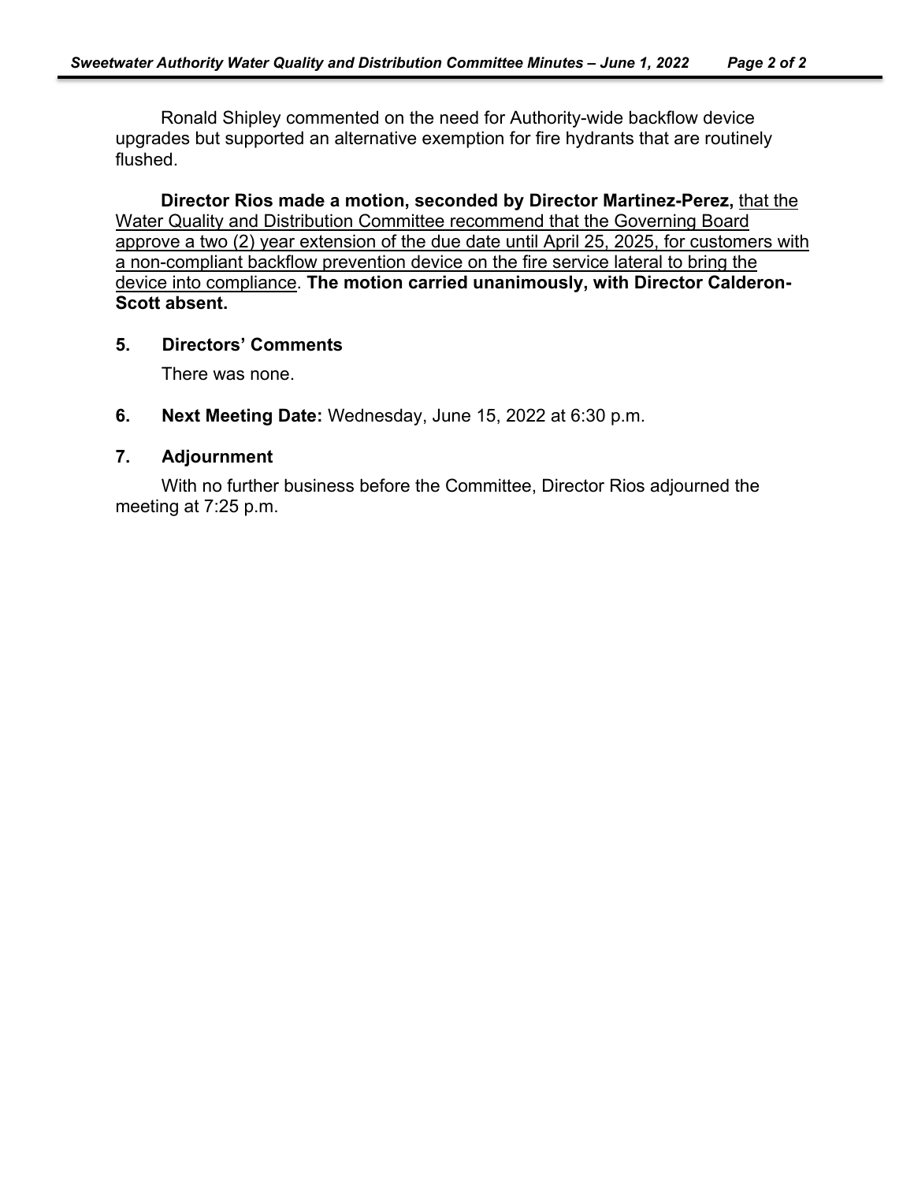Ronald Shipley commented on the need for Authority-wide backflow device upgrades but supported an alternative exemption for fire hydrants that are routinely flushed.

**Director Rios made a motion, seconded by Director Martinez-Perez,** <u>that the Water Quality and Distribution Committee recommend that the Governing Board approve a two (2) year extension of the due date until April 25, 2025, for customers with a non-compliant backflow prevention device on the fire service lateral to bring the device into compliance</u>. **The motion carried unanimously, with Director Calderon-Scott absent.**

**5. Directors' Comments**

There was none.

**6. Next Meeting Date:** Wednesday, June 15, 2022 at 6:30 p.m.

**7. Adjournment**

With no further business before the Committee, Director Rios adjourned the meeting at 7:25 p.m.